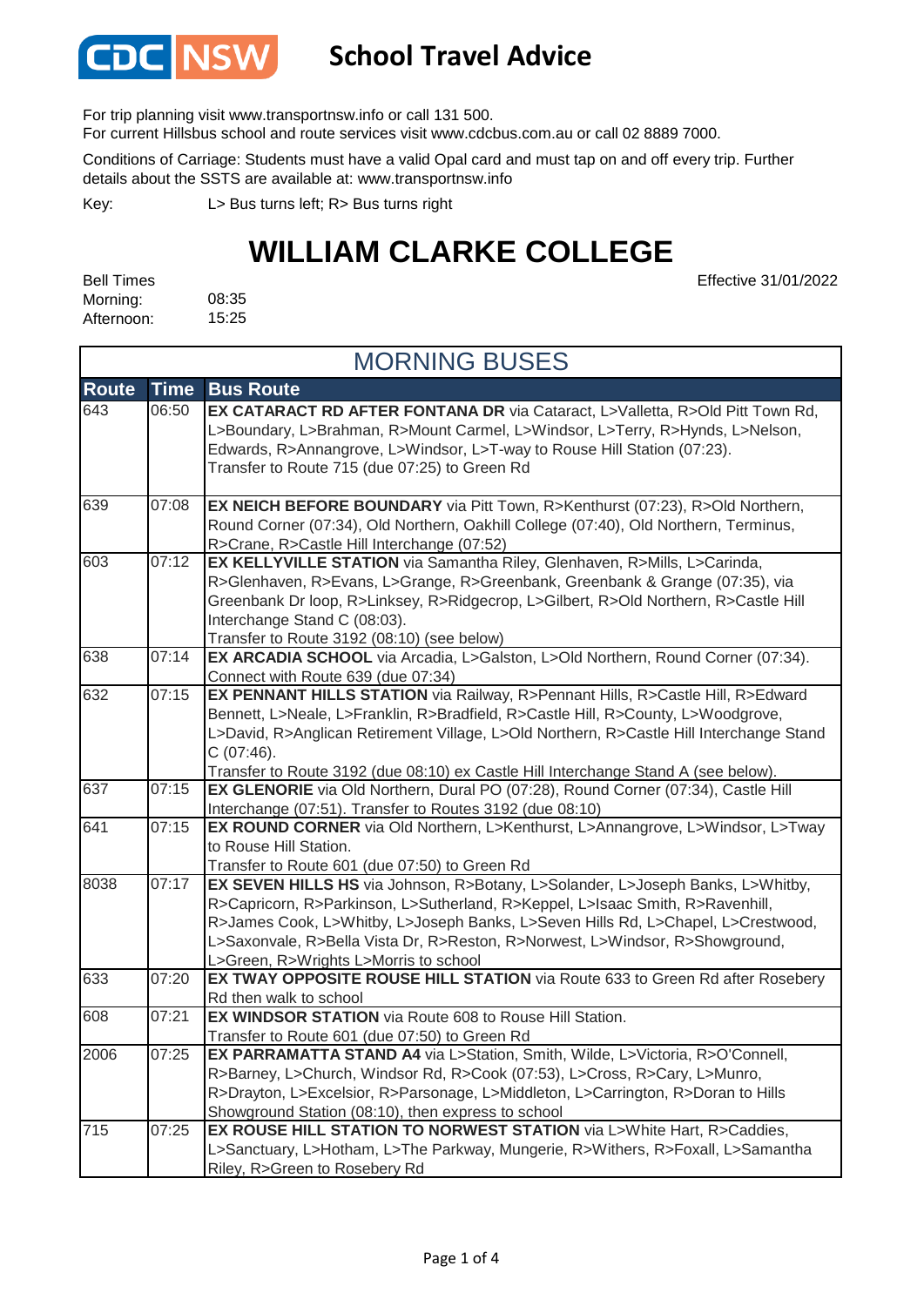# CDC NSW School Travel Advice

For trip planning visit www.transportnsw.info or call 131 500.
For current Hillsbus school and route services visit www.cdcbus.com.au or call 02 8889 7000.

Conditions of Carriage: Students must have a valid Opal card and must tap on and off every trip. Further details about the SSTS are available at: www.transportnsw.info

Key: L> Bus turns left; R> Bus turns right

# WILLIAM CLARKE COLLEGE

Effective 31/01/2022

Bell Times
Morning: 08:35
Afternoon: 15:25

## MORNING BUSES

| Route | Time | Bus Route |
|---|---|---|
| 643 | 06:50 | **EX CATARACT RD AFTER FONTANA DR** via Cataract, L>Valletta, R>Old Pitt Town Rd, L>Boundary, L>Brahman, R>Mount Carmel, L>Windsor, L>Terry, R>Hynds, L>Nelson, Edwards, R>Annangrove, L>Windsor, L>T-way to Rouse Hill Station (07:23). Transfer to Route 715 (due 07:25) to Green Rd |
| 639 | 07:08 | **EX NEICH BEFORE BOUNDARY** via Pitt Town, R>Kenthurst (07:23), R>Old Northern, Round Corner (07:34), Old Northern, Oakhill College (07:40), Old Northern, Terminus, R>Crane, R>Castle Hill Interchange (07:52) |
| 603 | 07:12 | **EX KELLYVILLE STATION** via Samantha Riley, Glenhaven, R>Mills, L>Carinda, R>Glenhaven, R>Evans, L>Grange, R>Greenbank, Greenbank & Grange (07:35), via Greenbank Dr loop, R>Linksey, R>Ridgecrop, L>Gilbert, R>Old Northern, R>Castle Hill Interchange Stand C (08:03). Transfer to Route 3192 (08:10) (see below) |
| 638 | 07:14 | **EX ARCADIA SCHOOL** via Arcadia, L>Galston, L>Old Northern, Round Corner (07:34). Connect with Route 639 (due 07:34) |
| 632 | 07:15 | **EX PENNANT HILLS STATION** via Railway, R>Pennant Hills, R>Castle Hill, R>Edward Bennett, L>Neale, L>Franklin, R>Bradfield, R>Castle Hill, R>County, L>Woodgrove, L>David, R>Anglican Retirement Village, L>Old Northern, R>Castle Hill Interchange Stand C (07:46). Transfer to Route 3192 (due 08:10) ex Castle Hill Interchange Stand A (see below). |
| 637 | 07:15 | **EX GLENORIE** via Old Northern, Dural PO (07:28), Round Corner (07:34), Castle Hill Interchange (07:51). Transfer to Routes 3192 (due 08:10) |
| 641 | 07:15 | **EX ROUND CORNER** via Old Northern, L>Kenthurst, L>Annangrove, L>Windsor, L>Tway to Rouse Hill Station. Transfer to Route 601 (due 07:50) to Green Rd |
| 8038 | 07:17 | **EX SEVEN HILLS HS** via Johnson, R>Botany, L>Solander, L>Joseph Banks, L>Whitby, R>Capricorn, R>Parkinson, L>Sutherland, R>Keppel, L>Isaac Smith, R>Ravenhill, R>James Cook, L>Whitby, L>Joseph Banks, L>Seven Hills Rd, L>Chapel, L>Crestwood, L>Saxonvale, R>Bella Vista Dr, R>Reston, R>Norwest, L>Windsor, R>Showground, L>Green, R>Wrights L>Morris to school |
| 633 | 07:20 | **EX TWAY OPPOSITE ROUSE HILL STATION** via Route 633 to Green Rd after Rosebery Rd then walk to school |
| 608 | 07:21 | **EX WINDSOR STATION** via Route 608 to Rouse Hill Station. Transfer to Route 601 (due 07:50) to Green Rd |
| 2006 | 07:25 | **EX PARRAMATTA STAND A4** via L>Station, Smith, Wilde, L>Victoria, R>O'Connell, R>Barney, L>Church, Windsor Rd, R>Cook (07:53), L>Cross, R>Cary, L>Munro, R>Drayton, L>Excelsior, R>Parsonage, L>Middleton, L>Carrington, R>Doran to Hills Showground Station (08:10), then express to school |
| 715 | 07:25 | **EX ROUSE HILL STATION TO NORWEST STATION** via L>White Hart, R>Caddies, L>Sanctuary, L>Hotham, L>The Parkway, Mungerie, R>Withers, R>Foxall, L>Samantha Riley, R>Green to Rosebery Rd |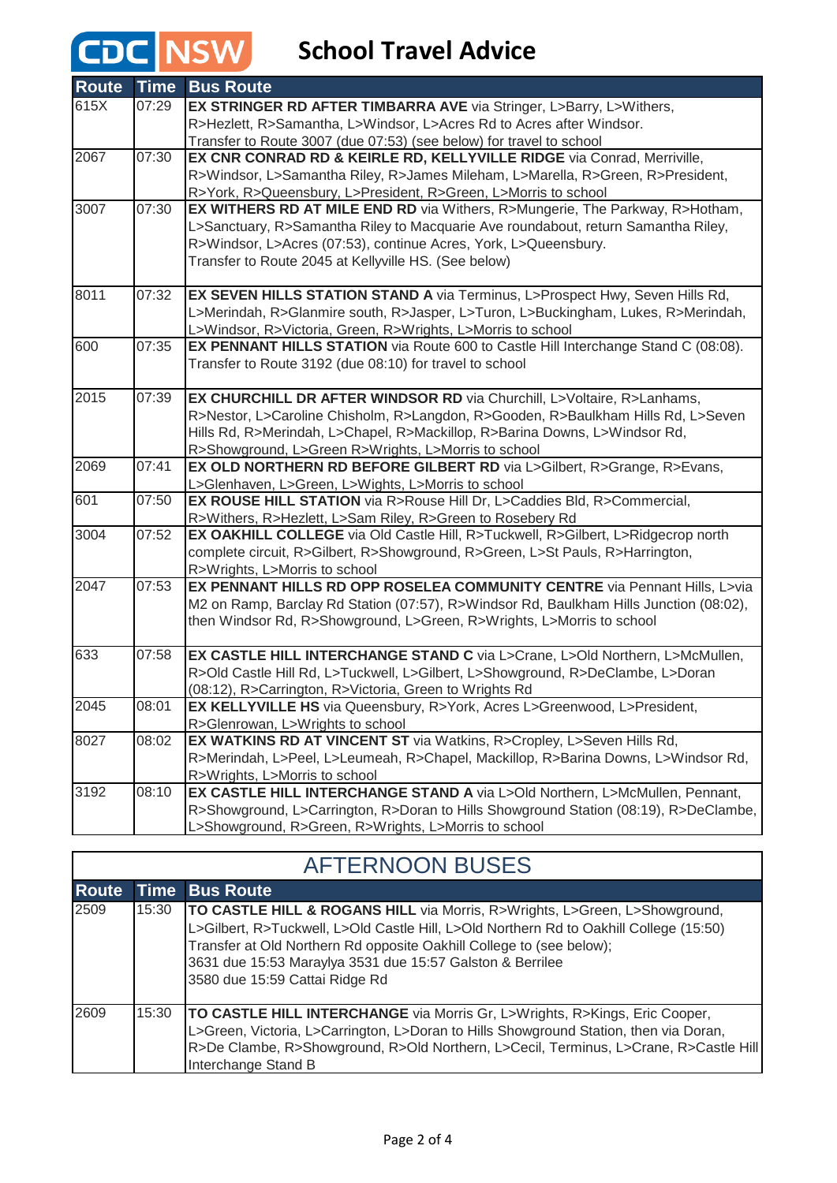# CDC NSW School Travel Advice

| Route | Time | Bus Route |
|---|---|---|
| 615X | 07:29 | **EX STRINGER RD AFTER TIMBARRA AVE** via Stringer, L>Barry, L>Withers, R>Hezlett, R>Samantha, L>Windsor, L>Acres Rd to Acres after Windsor. Transfer to Route 3007 (due 07:53) (see below) for travel to school |
| 2067 | 07:30 | **EX CNR CONRAD RD & KEIRLE RD, KELLYVILLE RIDGE** via Conrad, Merriville, R>Windsor, L>Samantha Riley, R>James Mileham, L>Marella, R>Green, R>President, R>York, R>Queensbury, L>President, R>Green, L>Morris to school |
| 3007 | 07:30 | **EX WITHERS RD AT MILE END RD** via Withers, R>Mungerie, The Parkway, R>Hotham, L>Sanctuary, R>Samantha Riley to Macquarie Ave roundabout, return Samantha Riley, R>Windsor, L>Acres (07:53), continue Acres, York, L>Queensbury. Transfer to Route 2045 at Kellyville HS. (See below) |
| 8011 | 07:32 | **EX SEVEN HILLS STATION STAND A** via Terminus, L>Prospect Hwy, Seven Hills Rd, L>Merindah, R>Glanmire south, R>Jasper, L>Turon, L>Buckingham, Lukes, R>Merindah, L>Windsor, R>Victoria, Green, R>Wrights, L>Morris to school |
| 600 | 07:35 | **EX PENNANT HILLS STATION** via Route 600 to Castle Hill Interchange Stand C (08:08). Transfer to Route 3192 (due 08:10) for travel to school |
| 2015 | 07:39 | **EX CHURCHILL DR AFTER WINDSOR RD** via Churchill, L>Voltaire, R>Lanhams, R>Nestor, L>Caroline Chisholm, R>Langdon, R>Gooden, R>Baulkham Hills Rd, L>Seven Hills Rd, R>Merindah, L>Chapel, R>Mackillop, R>Barina Downs, L>Windsor Rd, R>Showground, L>Green R>Wrights, L>Morris to school |
| 2069 | 07:41 | **EX OLD NORTHERN RD BEFORE GILBERT RD** via L>Gilbert, R>Grange, R>Evans, L>Glenhaven, L>Green, L>Wights, L>Morris to school |
| 601 | 07:50 | **EX ROUSE HILL STATION** via R>Rouse Hill Dr, L>Caddies Bld, R>Commercial, R>Withers, R>Hezlett, L>Sam Riley, R>Green to Rosebery Rd |
| 3004 | 07:52 | **EX OAKHILL COLLEGE** via Old Castle Hill, R>Tuckwell, R>Gilbert, L>Ridgecrop north complete circuit, R>Gilbert, R>Showground, R>Green, L>St Pauls, R>Harrington, R>Wrights, L>Morris to school |
| 2047 | 07:53 | **EX PENNANT HILLS RD OPP ROSELEA COMMUNITY CENTRE** via Pennant Hills, L>via M2 on Ramp, Barclay Rd Station (07:57), R>Windsor Rd, Baulkham Hills Junction (08:02), then Windsor Rd, R>Showground, L>Green, R>Wrights, L>Morris to school |
| 633 | 07:58 | **EX CASTLE HILL INTERCHANGE STAND C** via L>Crane, L>Old Northern, L>McMullen, R>Old Castle Hill Rd, L>Tuckwell, L>Gilbert, L>Showground, R>DeClambe, L>Doran (08:12), R>Carrington, R>Victoria, Green to Wrights Rd |
| 2045 | 08:01 | **EX KELLYVILLE HS** via Queensbury, R>York, Acres L>Greenwood, L>President, R>Glenrowan, L>Wrights to school |
| 8027 | 08:02 | **EX WATKINS RD AT VINCENT ST** via Watkins, R>Cropley, L>Seven Hills Rd, R>Merindah, L>Peel, L>Leumeah, R>Chapel, Mackillop, R>Barina Downs, L>Windsor Rd, R>Wrights, L>Morris to school |
| 3192 | 08:10 | **EX CASTLE HILL INTERCHANGE STAND A** via L>Old Northern, L>McMullen, Pennant, R>Showground, L>Carrington, R>Doran to Hills Showground Station (08:19), R>DeClambe, L>Showground, R>Green, R>Wrights, L>Morris to school |

## AFTERNOON BUSES

| Route | Time | Bus Route |
|---|---|---|
| 2509 | 15:30 | **TO CASTLE HILL & ROGANS HILL** via Morris, R>Wrights, L>Green, L>Showground, L>Gilbert, R>Tuckwell, L>Old Castle Hill, L>Old Northern Rd to Oakhill College (15:50) Transfer at Old Northern Rd opposite Oakhill College to (see below); 3631 due 15:53 Maraylya 3531 due 15:57 Galston & Berrilee 3580 due 15:59 Cattai Ridge Rd |
| 2609 | 15:30 | **TO CASTLE HILL INTERCHANGE** via Morris Gr, L>Wrights, R>Kings, Eric Cooper, L>Green, Victoria, L>Carrington, L>Doran to Hills Showground Station, then via Doran, R>De Clambe, R>Showground, R>Old Northern, L>Cecil, Terminus, L>Crane, R>Castle Hill Interchange Stand B |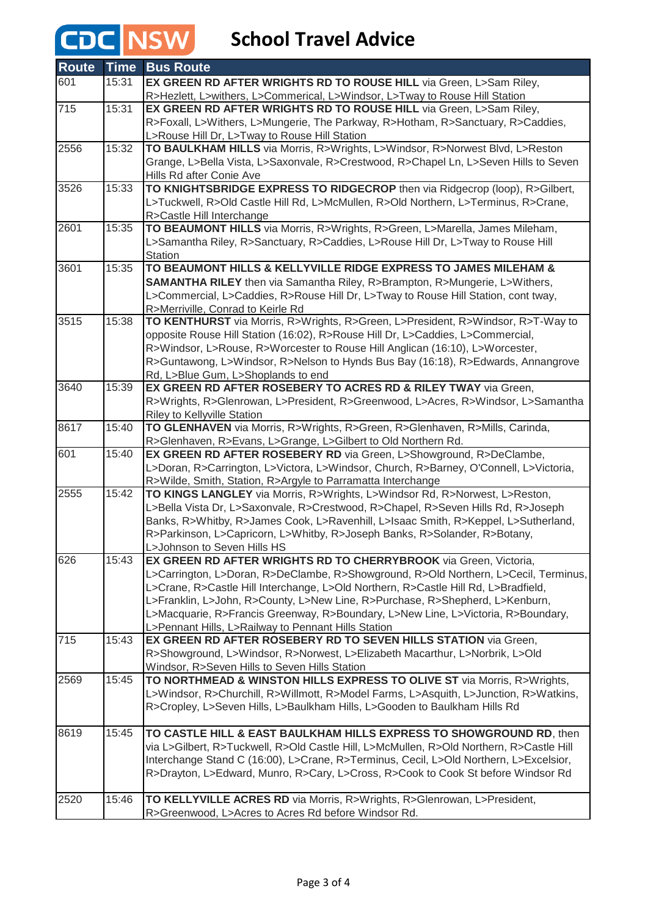# CDC NSW School Travel Advice

| Route | Time | Bus Route |
|---|---|---|
| 601 | 15:31 | **EX GREEN RD AFTER WRIGHTS RD TO ROUSE HILL** via Green, L>Sam Riley, R>Hezlett, L>withers, L>Commerical, L>Windsor, L>Tway to Rouse Hill Station |
| 715 | 15:31 | **EX GREEN RD AFTER WRIGHTS RD TO ROUSE HILL** via Green, L>Sam Riley, R>Foxall, L>Withers, L>Mungerie, The Parkway, R>Hotham, R>Sanctuary, R>Caddies, L>Rouse Hill Dr, L>Tway to Rouse Hill Station |
| 2556 | 15:32 | **TO BAULKHAM HILLS** via Morris, R>Wrights, L>Windsor, R>Norwest Blvd, L>Reston Grange, L>Bella Vista, L>Saxonvale, R>Crestwood, R>Chapel Ln, L>Seven Hills to Seven Hills Rd after Conie Ave |
| 3526 | 15:33 | **TO KNIGHTSBRIDGE EXPRESS TO RIDGECROP** then via Ridgecrop (loop), R>Gilbert, L>Tuckwell, R>Old Castle Hill Rd, L>McMullen, R>Old Northern, L>Terminus, R>Crane, R>Castle Hill Interchange |
| 2601 | 15:35 | **TO BEAUMONT HILLS** via Morris, R>Wrights, R>Green, L>Marella, James Mileham, L>Samantha Riley, R>Sanctuary, R>Caddies, L>Rouse Hill Dr, L>Tway to Rouse Hill Station |
| 3601 | 15:35 | **TO BEAUMONT HILLS & KELLYVILLE RIDGE EXPRESS TO JAMES MILEHAM & SAMANTHA RILEY** then via Samantha Riley, R>Brampton, R>Mungerie, L>Withers, L>Commercial, L>Caddies, R>Rouse Hill Dr, L>Tway to Rouse Hill Station, cont tway, R>Merriville, Conrad to Keirle Rd |
| 3515 | 15:38 | **TO KENTHURST** via Morris, R>Wrights, R>Green, L>President, R>Windsor, R>T-Way to opposite Rouse Hill Station (16:02), R>Rouse Hill Dr, L>Caddies, L>Commercial, R>Windsor, L>Rouse, R>Worcester to Rouse Hill Anglican (16:10), L>Worcester, R>Guntawong, L>Windsor, R>Nelson to Hynds Bus Bay (16:18), R>Edwards, Annangrove Rd, L>Blue Gum, L>Shoplands to end |
| 3640 | 15:39 | **EX GREEN RD AFTER ROSEBERY TO ACRES RD & RILEY TWAY** via Green, R>Wrights, R>Glenrowan, L>President, R>Greenwood, L>Acres, R>Windsor, L>Samantha Riley to Kellyville Station |
| 8617 | 15:40 | **TO GLENHAVEN** via Morris, R>Wrights, R>Green, R>Glenhaven, R>Mills, Carinda, R>Glenhaven, R>Evans, L>Grange, L>Gilbert to Old Northern Rd. |
| 601 | 15:40 | **EX GREEN RD AFTER ROSEBERY RD** via Green, L>Showground, R>DeClambe, L>Doran, R>Carrington, L>Victora, L>Windsor, Church, R>Barney, O'Connell, L>Victoria, R>Wilde, Smith, Station, R>Argyle to Parramatta Interchange |
| 2555 | 15:42 | **TO KINGS LANGLEY** via Morris, R>Wrights, L>Windsor Rd, R>Norwest, L>Reston, L>Bella Vista Dr, L>Saxonvale, R>Crestwood, R>Chapel, R>Seven Hills Rd, R>Joseph Banks, R>Whitby, R>James Cook, L>Ravenhill, L>Isaac Smith, R>Keppel, L>Sutherland, R>Parkinson, L>Capricorn, L>Whitby, R>Joseph Banks, R>Solander, R>Botany, L>Johnson to Seven Hills HS |
| 626 | 15:43 | **EX GREEN RD AFTER WRIGHTS RD TO CHERRYBROOK** via Green, Victoria, L>Carrington, L>Doran, R>DeClambe, R>Showground, R>Old Northern, L>Cecil, Terminus, L>Crane, R>Castle Hill Interchange, L>Old Northern, R>Castle Hill Rd, L>Bradfield, L>Franklin, L>John, R>County, L>New Line, R>Purchase, R>Shepherd, L>Kenburn, L>Macquarie, R>Francis Greenway, R>Boundary, L>New Line, L>Victoria, R>Boundary, L>Pennant Hills, L>Railway to Pennant Hills Station |
| 715 | 15:43 | **EX GREEN RD AFTER ROSEBERY RD TO SEVEN HILLS STATION** via Green, R>Showground, L>Windsor, R>Norwest, L>Elizabeth Macarthur, L>Norbrik, L>Old Windsor, R>Seven Hills to Seven Hills Station |
| 2569 | 15:45 | **TO NORTHMEAD & WINSTON HILLS EXPRESS TO OLIVE ST** via Morris, R>Wrights, L>Windsor, R>Churchill, R>Willmott, R>Model Farms, L>Asquith, L>Junction, R>Watkins, R>Cropley, L>Seven Hills, L>Baulkham Hills, L>Gooden to Baulkham Hills Rd |
| 8619 | 15:45 | **TO CASTLE HILL & EAST BAULKHAM HILLS EXPRESS TO SHOWGROUND RD**, then via L>Gilbert, R>Tuckwell, R>Old Castle Hill, L>McMullen, R>Old Northern, R>Castle Hill Interchange Stand C (16:00), L>Crane, R>Terminus, Cecil, L>Old Northern, L>Excelsior, R>Drayton, L>Edward, Munro, R>Cary, L>Cross, R>Cook to Cook St before Windsor Rd |
| 2520 | 15:46 | **TO KELLYVILLE ACRES RD** via Morris, R>Wrights, R>Glenrowan, L>President, R>Greenwood, L>Acres to Acres Rd before Windsor Rd. |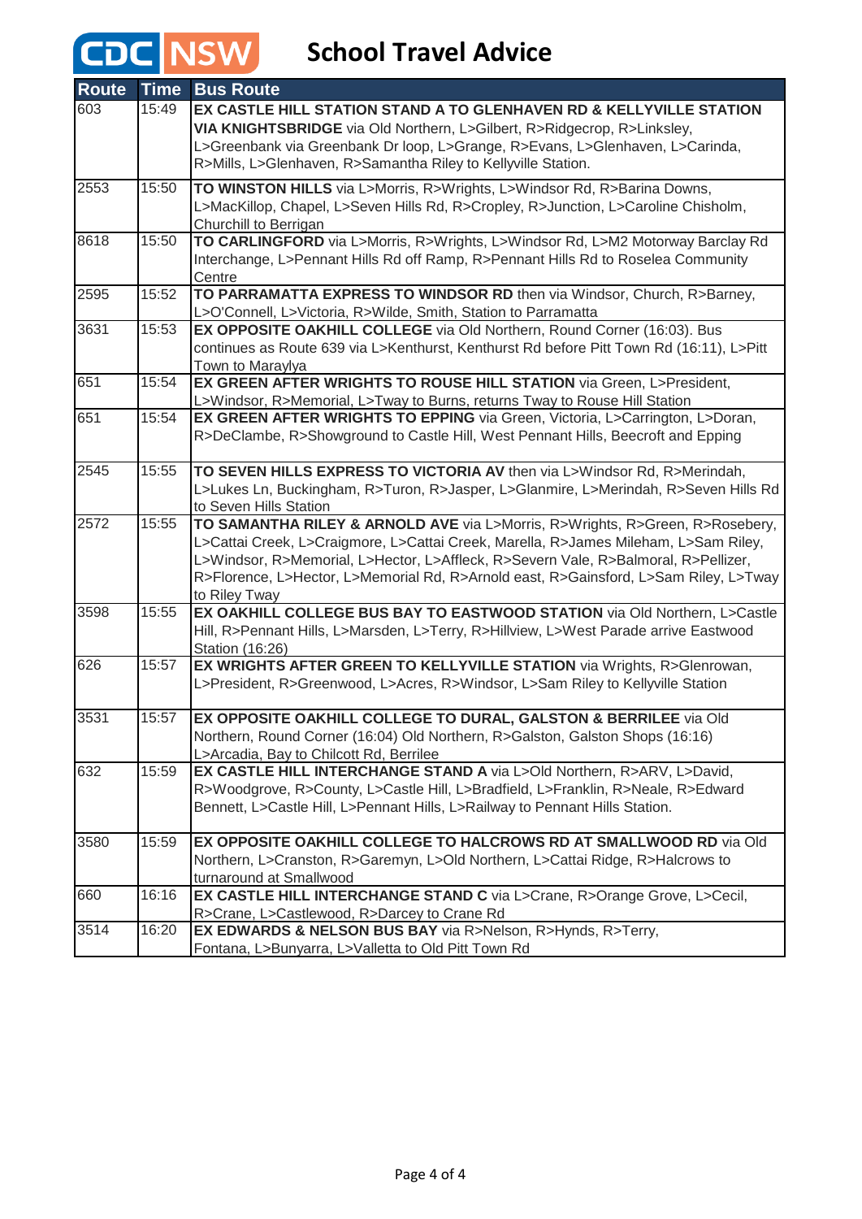# CDC NSW School Travel Advice

| Route | Time | Bus Route |
|---|---|---|
| 603 | 15:49 | **EX CASTLE HILL STATION STAND A TO GLENHAVEN RD & KELLYVILLE STATION VIA KNIGHTSBRIDGE** via Old Northern, L>Gilbert, R>Ridgecrop, R>Linksley, L>Greenbank via Greenbank Dr loop, L>Grange, R>Evans, L>Glenhaven, L>Carinda, R>Mills, L>Glenhaven, R>Samantha Riley to Kellyville Station. |
| 2553 | 15:50 | **TO WINSTON HILLS** via L>Morris, R>Wrights, L>Windsor Rd, R>Barina Downs, L>MacKillop, Chapel, L>Seven Hills Rd, R>Cropley, R>Junction, L>Caroline Chisholm, Churchill to Berrigan |
| 8618 | 15:50 | **TO CARLINGFORD** via L>Morris, R>Wrights, L>Windsor Rd, L>M2 Motorway Barclay Rd Interchange, L>Pennant Hills Rd off Ramp, R>Pennant Hills Rd to Roselea Community Centre |
| 2595 | 15:52 | **TO PARRAMATTA EXPRESS TO WINDSOR RD** then via Windsor, Church, R>Barney, L>O'Connell, L>Victoria, R>Wilde, Smith, Station to Parramatta |
| 3631 | 15:53 | **EX OPPOSITE OAKHILL COLLEGE** via Old Northern, Round Corner (16:03). Bus continues as Route 639 via L>Kenthurst, Kenthurst Rd before Pitt Town Rd (16:11), L>Pitt Town to Maraylya |
| 651 | 15:54 | **EX GREEN AFTER WRIGHTS TO ROUSE HILL STATION** via Green, L>President, L>Windsor, R>Memorial, L>Tway to Burns, returns Tway to Rouse Hill Station |
| 651 | 15:54 | **EX GREEN AFTER WRIGHTS TO EPPING** via Green, Victoria, L>Carrington, L>Doran, R>DeClambe, R>Showground to Castle Hill, West Pennant Hills, Beecroft and Epping |
| 2545 | 15:55 | **TO SEVEN HILLS EXPRESS TO VICTORIA AV** then via L>Windsor Rd, R>Merindah, L>Lukes Ln, Buckingham, R>Turon, R>Jasper, L>Glanmire, L>Merindah, R>Seven Hills Rd to Seven Hills Station |
| 2572 | 15:55 | **TO SAMANTHA RILEY & ARNOLD AVE** via L>Morris, R>Wrights, R>Green, R>Rosebery, L>Cattai Creek, L>Craigmore, L>Cattai Creek, Marella, R>James Mileham, L>Sam Riley, L>Windsor, R>Memorial, L>Hector, L>Affleck, R>Severn Vale, R>Balmoral, R>Pellizer, R>Florence, L>Hector, L>Memorial Rd, R>Arnold east, R>Gainsford, L>Sam Riley, L>Tway to Riley Tway |
| 3598 | 15:55 | **EX OAKHILL COLLEGE BUS BAY TO EASTWOOD STATION** via Old Northern, L>Castle Hill, R>Pennant Hills, L>Marsden, L>Terry, R>Hillview, L>West Parade arrive Eastwood Station (16:26) |
| 626 | 15:57 | **EX WRIGHTS AFTER GREEN TO KELLYVILLE STATION** via Wrights, R>Glenrowan, L>President, R>Greenwood, L>Acres, R>Windsor, L>Sam Riley to Kellyville Station |
| 3531 | 15:57 | **EX OPPOSITE OAKHILL COLLEGE TO DURAL, GALSTON & BERRILEE** via Old Northern, Round Corner (16:04) Old Northern, R>Galston, Galston Shops (16:16) L>Arcadia, Bay to Chilcott Rd, Berrilee |
| 632 | 15:59 | **EX CASTLE HILL INTERCHANGE STAND A** via L>Old Northern, R>ARV, L>David, R>Woodgrove, R>County, L>Castle Hill, L>Bradfield, L>Franklin, R>Neale, R>Edward Bennett, L>Castle Hill, L>Pennant Hills, L>Railway to Pennant Hills Station. |
| 3580 | 15:59 | **EX OPPOSITE OAKHILL COLLEGE TO HALCROWS RD AT SMALLWOOD RD** via Old Northern, L>Cranston, R>Garemyn, L>Old Northern, L>Cattai Ridge, R>Halcrows to turnaround at Smallwood |
| 660 | 16:16 | **EX CASTLE HILL INTERCHANGE STAND C** via L>Crane, R>Orange Grove, L>Cecil, R>Crane, L>Castlewood, R>Darcey to Crane Rd |
| 3514 | 16:20 | **EX EDWARDS & NELSON BUS BAY** via R>Nelson, R>Hynds, R>Terry, Fontana, L>Bunyarra, L>Valletta to Old Pitt Town Rd |